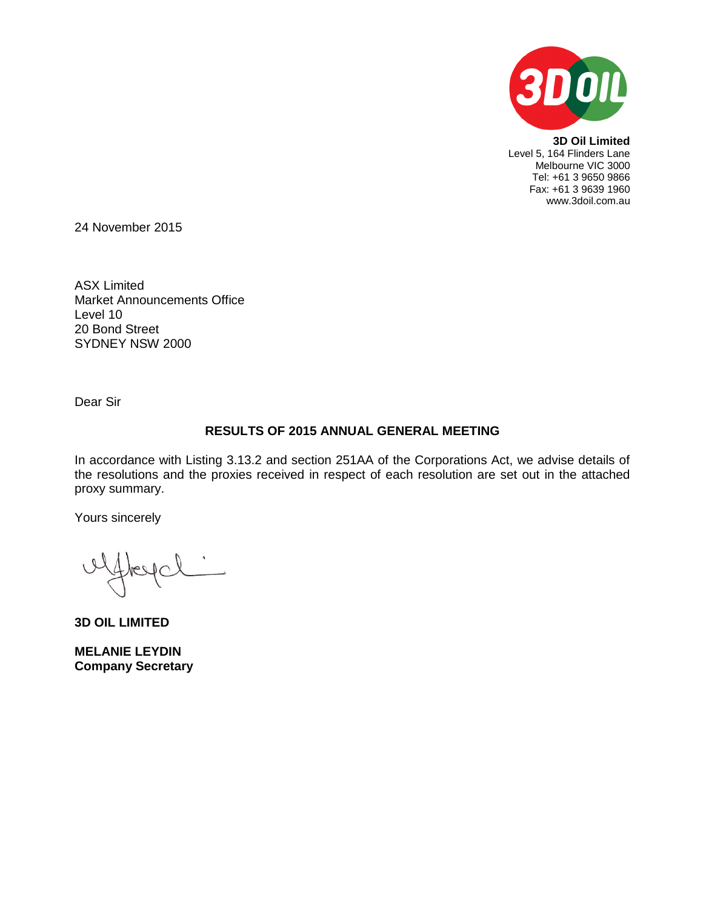**3D Oil Limited**
Level 5, 164 Flinders Lane
Melbourne VIC 3000
Tel: +61 3 9650 9866
Fax: +61 3 9639 1960
www.3doil.com.au

24 November 2015

ASX Limited
Market Announcements Office
Level 10
20 Bond Street
SYDNEY NSW 2000

Dear Sir

**RESULTS OF 2015 ANNUAL GENERAL MEETING**

In accordance with Listing 3.13.2 and section 251AA of the Corporations Act, we advise details of the resolutions and the proxies received in respect of each resolution are set out in the attached proxy summary.

Yours sincerely

**3D OIL LIMITED**

**MELANIE LEYDIN**
**Company Secretary**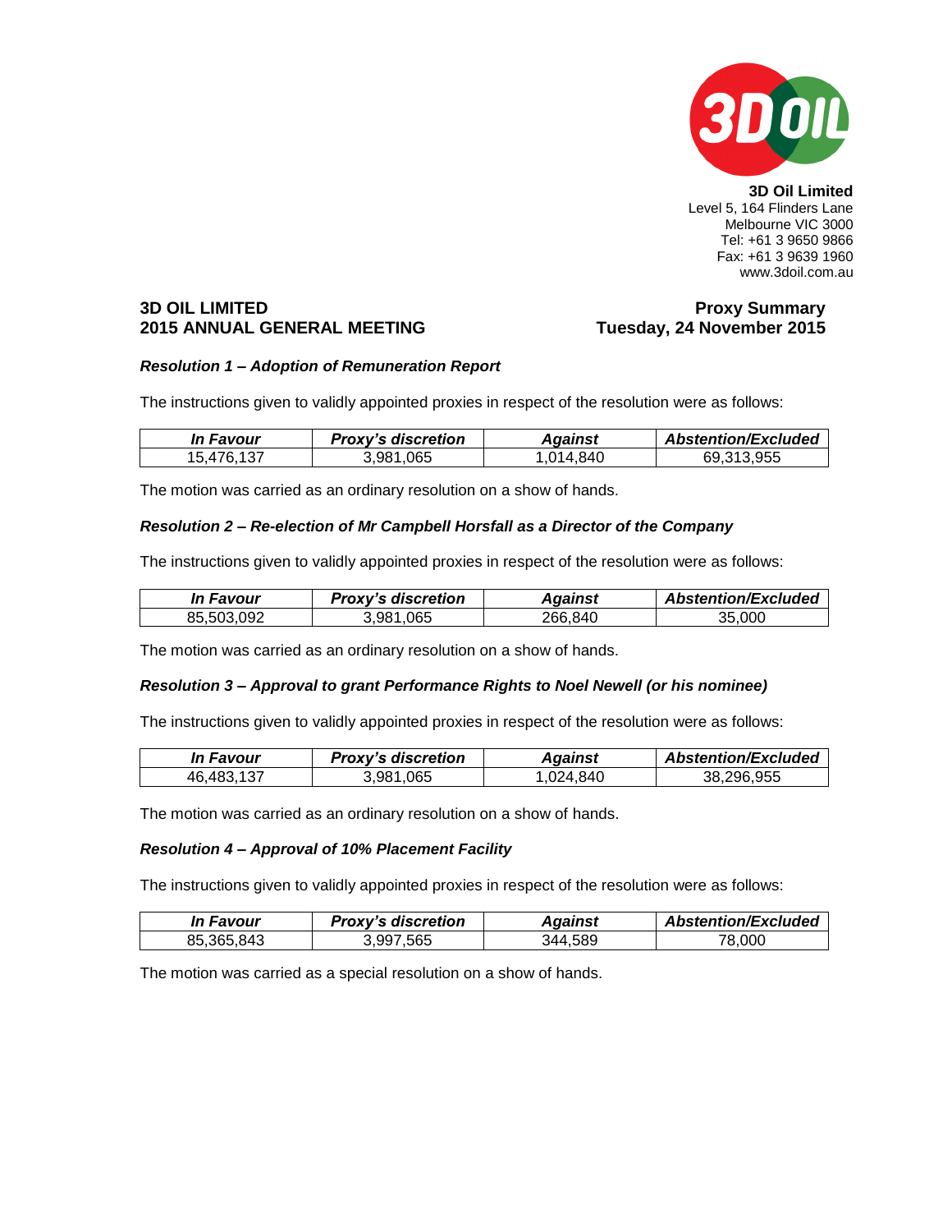**3D Oil Limited**
Level 5, 164 Flinders Lane
Melbourne VIC 3000
Tel: +61 3 9650 9866
Fax: +61 3 9639 1960
www.3doil.com.au

**3D OIL LIMITED**
**2015 ANNUAL GENERAL MEETING**

**Proxy Summary**
**Tuesday, 24 November 2015**

***Resolution 1 – Adoption of Remuneration Report***

The instructions given to validly appointed proxies in respect of the resolution were as follows:

| *In Favour* | *Proxy's discretion* | *Against* | *Abstention/Excluded* |
|---|---|---|---|
| 15,476,137 | 3,981,065 | 1,014,840 | 69,313,955 |

The motion was carried as an ordinary resolution on a show of hands.

***Resolution 2 – Re-election of Mr Campbell Horsfall as a Director of the Company***

The instructions given to validly appointed proxies in respect of the resolution were as follows:

| *In Favour* | *Proxy's discretion* | *Against* | *Abstention/Excluded* |
|---|---|---|---|
| 85,503,092 | 3,981,065 | 266,840 | 35,000 |

The motion was carried as an ordinary resolution on a show of hands.

***Resolution 3 – Approval to grant Performance Rights to Noel Newell (or his nominee)***

The instructions given to validly appointed proxies in respect of the resolution were as follows:

| *In Favour* | *Proxy's discretion* | *Against* | *Abstention/Excluded* |
|---|---|---|---|
| 46,483,137 | 3,981,065 | 1,024,840 | 38,296,955 |

The motion was carried as an ordinary resolution on a show of hands.

***Resolution 4 – Approval of 10% Placement Facility***

The instructions given to validly appointed proxies in respect of the resolution were as follows:

| *In Favour* | *Proxy's discretion* | *Against* | *Abstention/Excluded* |
|---|---|---|---|
| 85,365,843 | 3,997,565 | 344,589 | 78,000 |

The motion was carried as a special resolution on a show of hands.